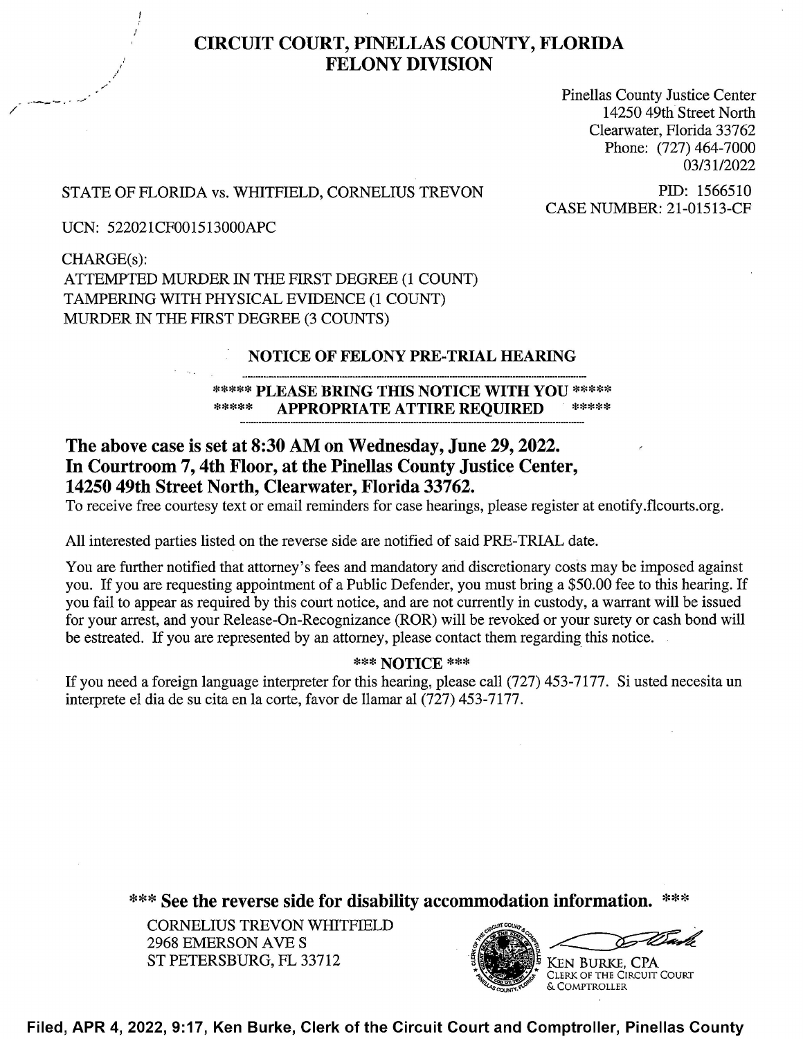# CIRCUIT COURT, PINELLAS COUNTY, FLORIDA
# FELONY DIVISION

Pinellas County Justice Center
14250 49th Street North
Clearwater, Florida 33762
Phone: (727) 464-7000
03/31/2022

STATE OF FLORIDA vs. WHITFIELD, CORNELIUS TREVON

PID: 1566510
CASE NUMBER: 21-01513-CF

UCN: 522021CF001513000APC

CHARGE(s):
ATTEMPTED MURDER IN THE FIRST DEGREE (1 COUNT)
TAMPERING WITH PHYSICAL EVIDENCE (1 COUNT)
MURDER IN THE FIRST DEGREE (3 COUNTS)

## NOTICE OF FELONY PRE-TRIAL HEARING

**\*\*\*\*\* PLEASE BRING THIS NOTICE WITH YOU \*\*\*\*\***
**\*\*\*\*\* APPROPRIATE ATTIRE REQUIRED \*\*\*\*\***

**The above case is set at 8:30 AM on Wednesday, June 29, 2022.**
**In Courtroom 7, 4th Floor, at the Pinellas County Justice Center, 14250 49th Street North, Clearwater, Florida 33762.**

To receive free courtesy text or email reminders for case hearings, please register at enotify.flcourts.org.

All interested parties listed on the reverse side are notified of said PRE-TRIAL date.

You are further notified that attorney's fees and mandatory and discretionary costs may be imposed against you. If you are requesting appointment of a Public Defender, you must bring a $50.00 fee to this hearing. If you fail to appear as required by this court notice, and are not currently in custody, a warrant will be issued for your arrest, and your Release-On-Recognizance (ROR) will be revoked or your surety or cash bond will be estreated. If you are represented by an attorney, please contact them regarding this notice.

**\*\*\* NOTICE \*\*\***

If you need a foreign language interpreter for this hearing, please call (727) 453-7177. Si usted necesita un interprete el dia de su cita en la corte, favor de llamar al (727) 453-7177.

**\*\*\* See the reverse side for disability accommodation information. \*\*\***

CORNELIUS TREVON WHITFIELD
2968 EMERSON AVE S
ST PETERSBURG, FL 33712

KEN BURKE, CPA
CLERK OF THE CIRCUIT COURT
& COMPTROLLER

**Filed, APR 4, 2022, 9:17, Ken Burke, Clerk of the Circuit Court and Comptroller, Pinellas County**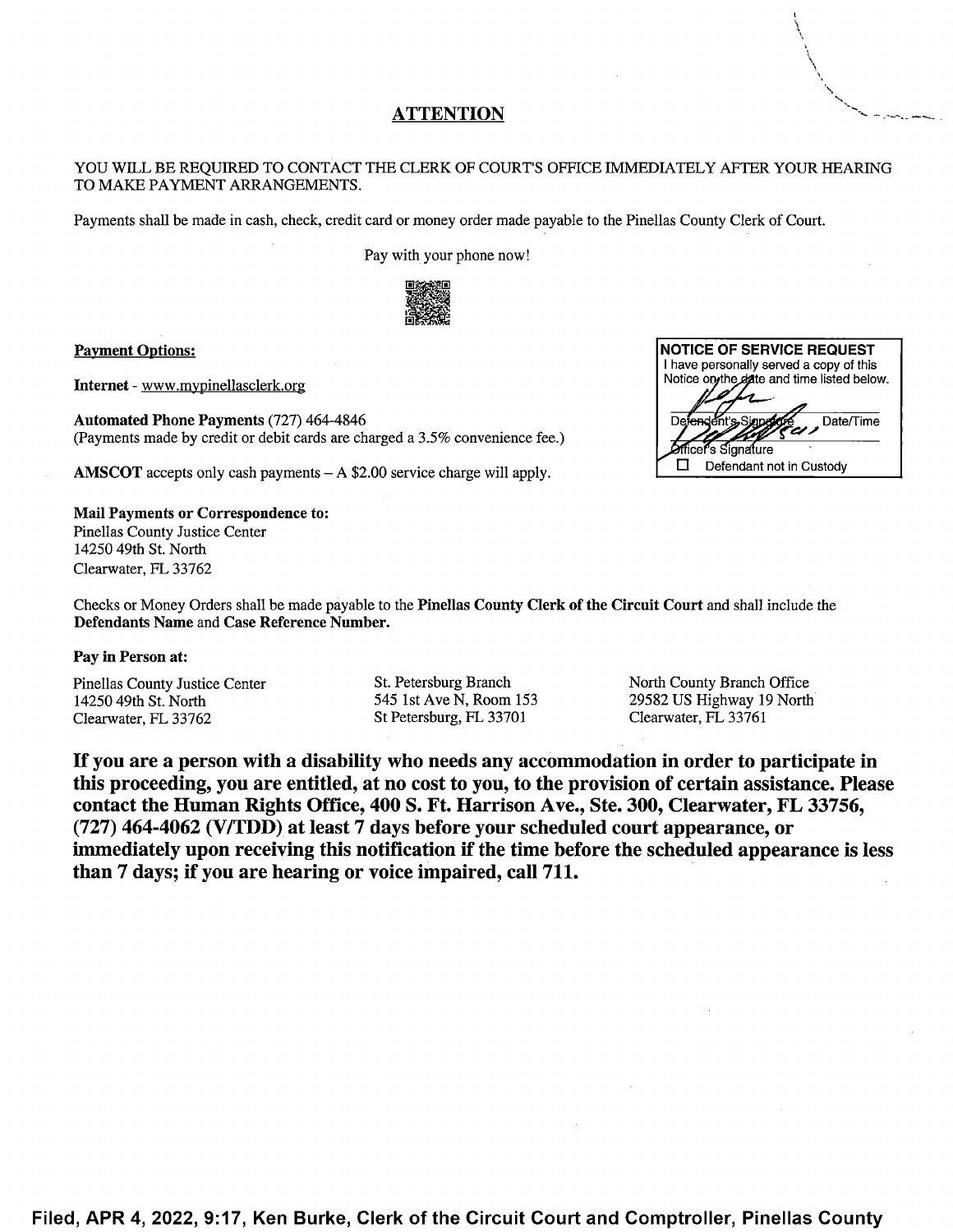## ATTENTION

YOU WILL BE REQUIRED TO CONTACT THE CLERK OF COURT'S OFFICE IMMEDIATELY AFTER YOUR HEARING TO MAKE PAYMENT ARRANGEMENTS.

Payments shall be made in cash, check, credit card or money order made payable to the Pinellas County Clerk of Court.

Pay with your phone now!

**NOTICE OF SERVICE REQUEST**
I have personally served a copy of this Notice on the date and time listed below.

Defendant's Signature Date/Time

Officer's Signature

☐ Defendant not in Custody

**Payment Options:**

**Internet** - www.mypinellasclerk.org

**Automated Phone Payments** (727) 464-4846
(Payments made by credit or debit cards are charged a 3.5% convenience fee.)

**AMSCOT** accepts only cash payments – A $2.00 service charge will apply.

**Mail Payments or Correspondence to:**
Pinellas County Justice Center
14250 49th St. North
Clearwater, FL 33762

Checks or Money Orders shall be made payable to the **Pinellas County Clerk of the Circuit Court** and shall include the **Defendants Name** and **Case Reference Number.**

**Pay in Person at:**

Pinellas County Justice Center
14250 49th St. North
Clearwater, FL 33762

St. Petersburg Branch
545 1st Ave N, Room 153
St Petersburg, FL 33701

North County Branch Office
29582 US Highway 19 North
Clearwater, FL 33761

**If you are a person with a disability who needs any accommodation in order to participate in this proceeding, you are entitled, at no cost to you, to the provision of certain assistance. Please contact the Human Rights Office, 400 S. Ft. Harrison Ave., Ste. 300, Clearwater, FL 33756, (727) 464-4062 (V/TDD) at least 7 days before your scheduled court appearance, or immediately upon receiving this notification if the time before the scheduled appearance is less than 7 days; if you are hearing or voice impaired, call 711.**

Filed, APR 4, 2022, 9:17, Ken Burke, Clerk of the Circuit Court and Comptroller, Pinellas County